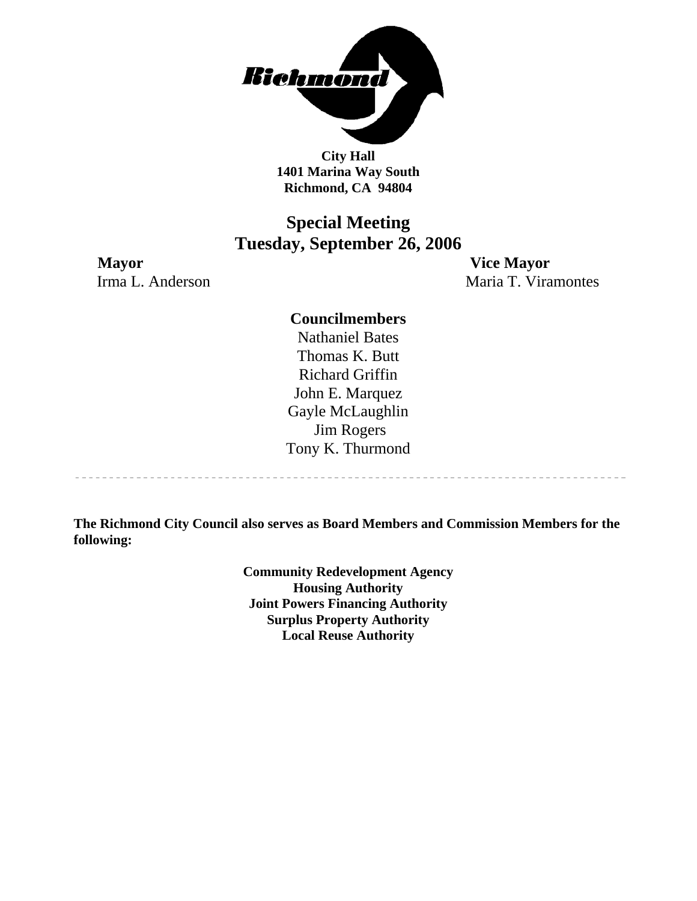**City Hall**
**1401 Marina Way South**
**Richmond, CA 94804**

# Special Meeting
# Tuesday, September 26, 2006

**Mayor**
Irma L. Anderson

**Vice Mayor**
Maria T. Viramontes

**Councilmembers**

Nathaniel Bates
Thomas K. Butt
Richard Griffin
John E. Marquez
Gayle McLaughlin
Jim Rogers
Tony K. Thurmond

---

**The Richmond City Council also serves as Board Members and Commission Members for the following:**

**Community Redevelopment Agency**
**Housing Authority**
**Joint Powers Financing Authority**
**Surplus Property Authority**
**Local Reuse Authority**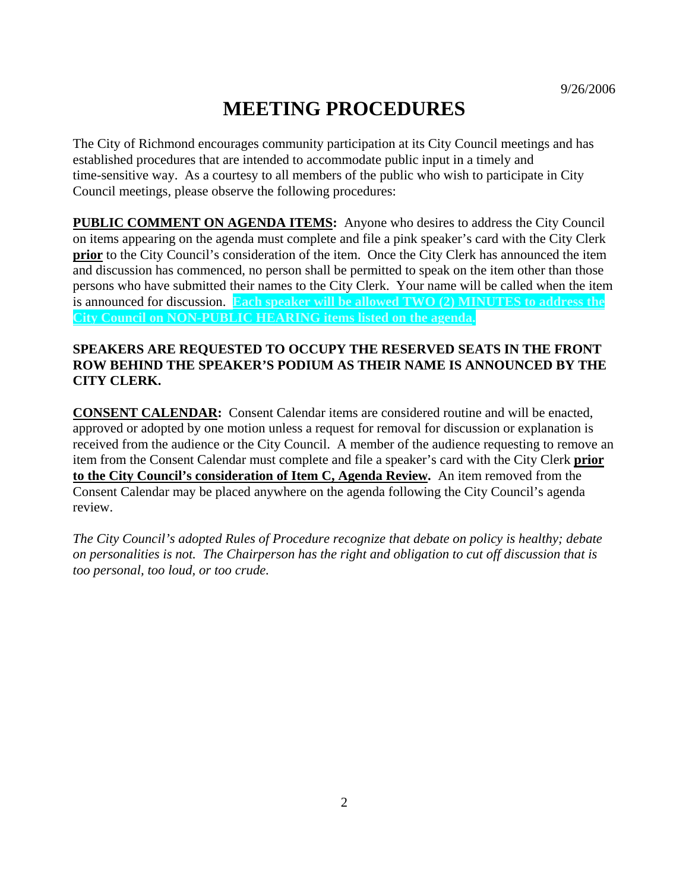9/26/2006

# MEETING PROCEDURES

The City of Richmond encourages community participation at its City Council meetings and has established procedures that are intended to accommodate public input in a timely and time-sensitive way. As a courtesy to all members of the public who wish to participate in City Council meetings, please observe the following procedures:

**PUBLIC COMMENT ON AGENDA ITEMS:** Anyone who desires to address the City Council on items appearing on the agenda must complete and file a pink speaker's card with the City Clerk **prior** to the City Council's consideration of the item. Once the City Clerk has announced the item and discussion has commenced, no person shall be permitted to speak on the item other than those persons who have submitted their names to the City Clerk. Your name will be called when the item is announced for discussion. **Each speaker will be allowed TWO (2) MINUTES to address the City Council on NON-PUBLIC HEARING items listed on the agenda.**

**SPEAKERS ARE REQUESTED TO OCCUPY THE RESERVED SEATS IN THE FRONT ROW BEHIND THE SPEAKER'S PODIUM AS THEIR NAME IS ANNOUNCED BY THE CITY CLERK.**

**CONSENT CALENDAR:** Consent Calendar items are considered routine and will be enacted, approved or adopted by one motion unless a request for removal for discussion or explanation is received from the audience or the City Council. A member of the audience requesting to remove an item from the Consent Calendar must complete and file a speaker's card with the City Clerk **prior to the City Council's consideration of Item C, Agenda Review.** An item removed from the Consent Calendar may be placed anywhere on the agenda following the City Council's agenda review.

*The City Council's adopted Rules of Procedure recognize that debate on policy is healthy; debate on personalities is not. The Chairperson has the right and obligation to cut off discussion that is too personal, too loud, or too crude.*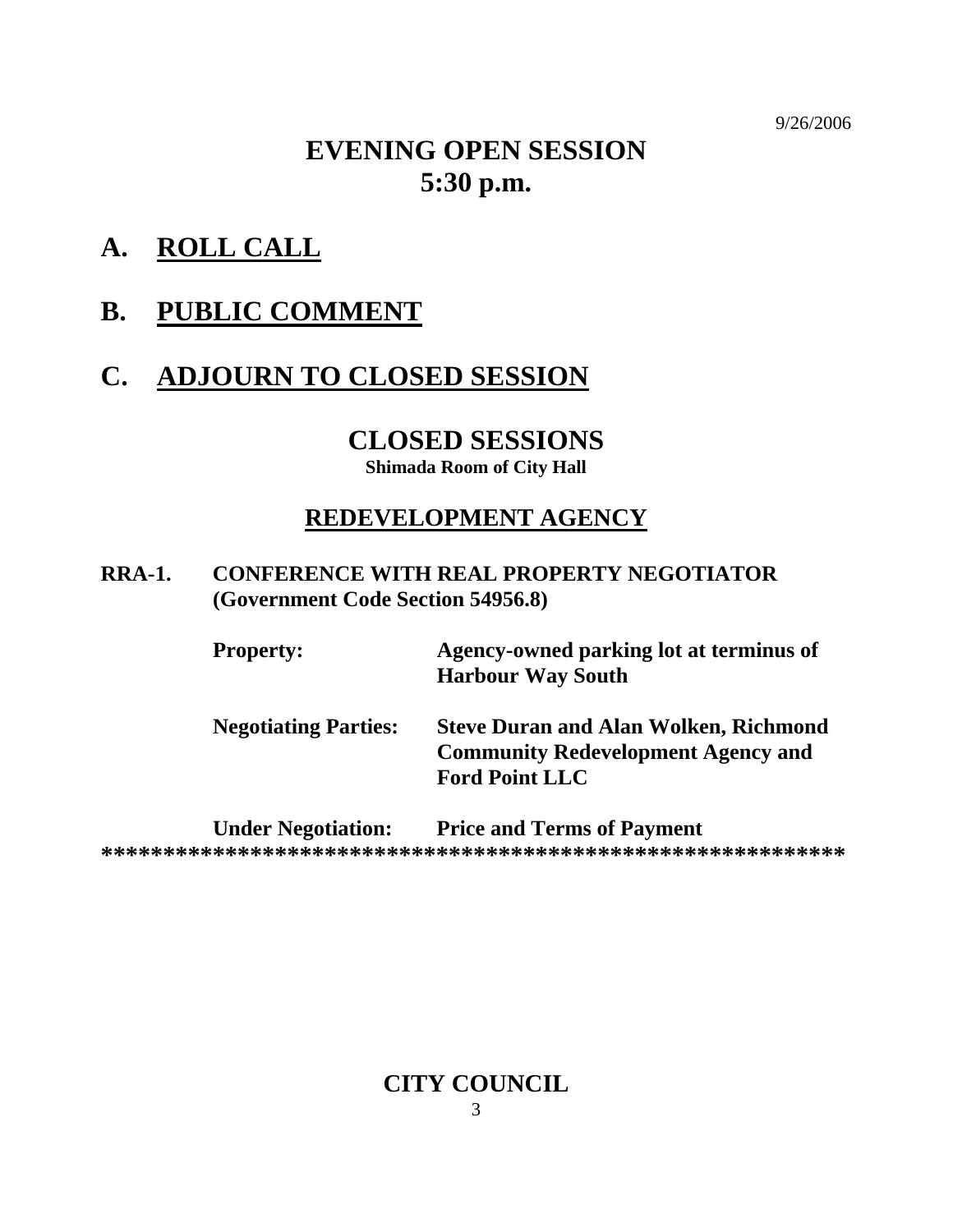9/26/2006

# EVENING OPEN SESSION
# 5:30 p.m.

## A. ROLL CALL

## B. PUBLIC COMMENT

## C. ADJOURN TO CLOSED SESSION

# CLOSED SESSIONS

**Shimada Room of City Hall**

## REDEVELOPMENT AGENCY

**RRA-1. CONFERENCE WITH REAL PROPERTY NEGOTIATOR (Government Code Section 54956.8)**

| | |
|---|---|
| **Property:** | **Agency-owned parking lot at terminus of Harbour Way South** |
| **Negotiating Parties:** | **Steve Duran and Alan Wolken, Richmond Community Redevelopment Agency and Ford Point LLC** |
| **Under Negotiation:** | **Price and Terms of Payment** |

**************************************************************

## CITY COUNCIL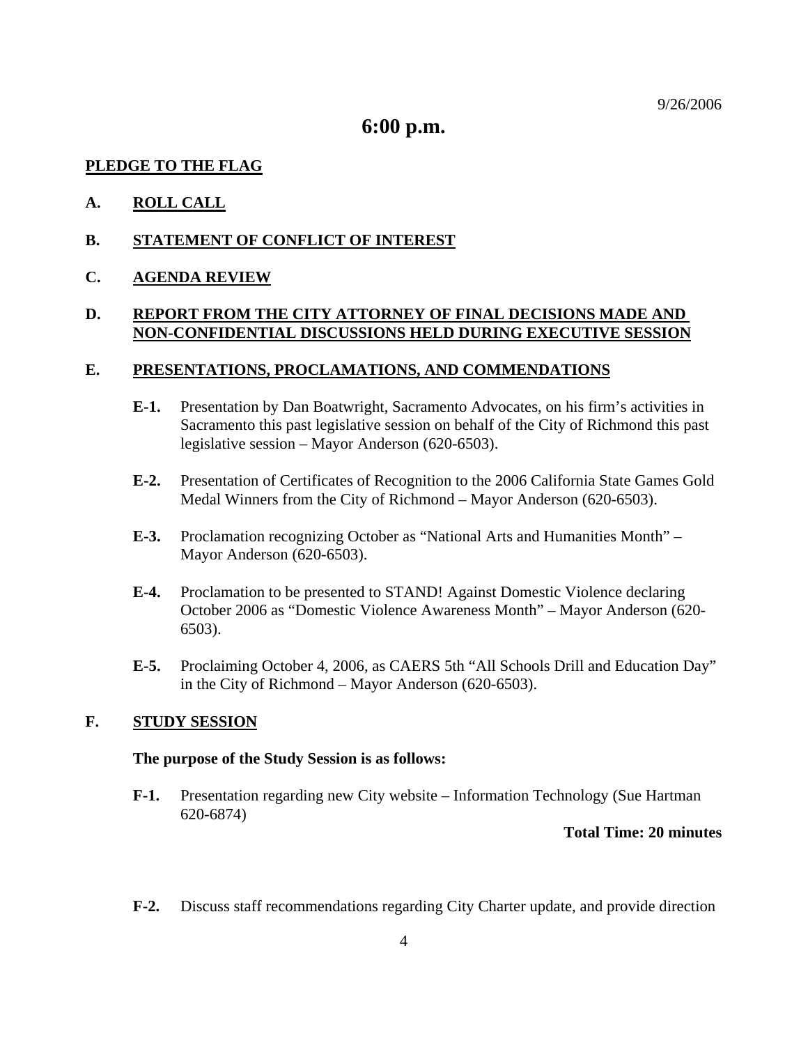9/26/2006

# 6:00 p.m.

**PLEDGE TO THE FLAG**

**A. ROLL CALL**

**B. STATEMENT OF CONFLICT OF INTEREST**

**C. AGENDA REVIEW**

**D. REPORT FROM THE CITY ATTORNEY OF FINAL DECISIONS MADE AND NON-CONFIDENTIAL DISCUSSIONS HELD DURING EXECUTIVE SESSION**

**E. PRESENTATIONS, PROCLAMATIONS, AND COMMENDATIONS**

**E-1.** Presentation by Dan Boatwright, Sacramento Advocates, on his firm's activities in Sacramento this past legislative session on behalf of the City of Richmond this past legislative session – Mayor Anderson (620-6503).

**E-2.** Presentation of Certificates of Recognition to the 2006 California State Games Gold Medal Winners from the City of Richmond – Mayor Anderson (620-6503).

**E-3.** Proclamation recognizing October as "National Arts and Humanities Month" – Mayor Anderson (620-6503).

**E-4.** Proclamation to be presented to STAND! Against Domestic Violence declaring October 2006 as "Domestic Violence Awareness Month" – Mayor Anderson (620-6503).

**E-5.** Proclaiming October 4, 2006, as CAERS 5th "All Schools Drill and Education Day" in the City of Richmond – Mayor Anderson (620-6503).

**F. STUDY SESSION**

**The purpose of the Study Session is as follows:**

**F-1.** Presentation regarding new City website – Information Technology (Sue Hartman 620-6874)

**Total Time: 20 minutes**

**F-2.** Discuss staff recommendations regarding City Charter update, and provide direction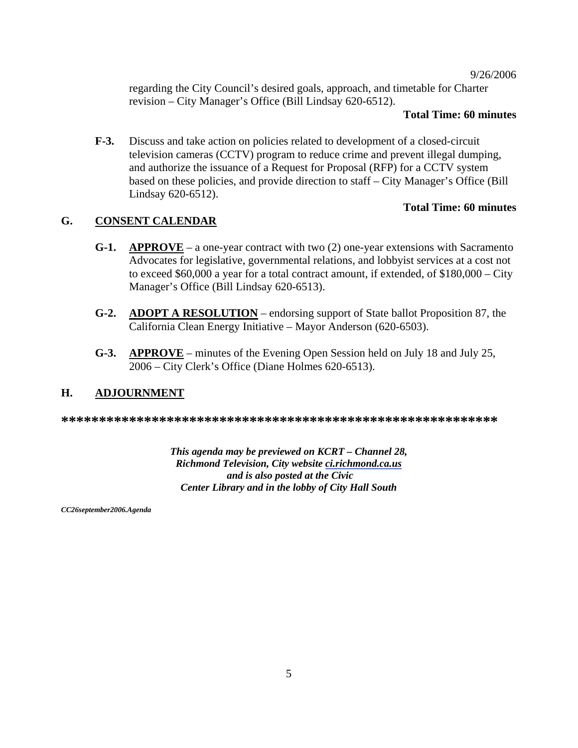regarding the City Council's desired goals, approach, and timetable for Charter revision – City Manager's Office (Bill Lindsay 620-6512).

**Total Time: 60 minutes**

**F-3.** Discuss and take action on policies related to development of a closed-circuit television cameras (CCTV) program to reduce crime and prevent illegal dumping, and authorize the issuance of a Request for Proposal (RFP) for a CCTV system based on these policies, and provide direction to staff – City Manager's Office (Bill Lindsay 620-6512).

**Total Time: 60 minutes**

## G. CONSENT CALENDAR

**G-1.** **APPROVE** – a one-year contract with two (2) one-year extensions with Sacramento Advocates for legislative, governmental relations, and lobbyist services at a cost not to exceed $60,000 a year for a total contract amount, if extended, of $180,000 – City Manager's Office (Bill Lindsay 620-6513).

**G-2.** **ADOPT A RESOLUTION** – endorsing support of State ballot Proposition 87, the California Clean Energy Initiative – Mayor Anderson (620-6503).

**G-3.** **APPROVE** – minutes of the Evening Open Session held on July 18 and July 25, 2006 – City Clerk's Office (Diane Holmes 620-6513).

## H. ADJOURNMENT

**********************************************************

***This agenda may be previewed on KCRT – Channel 28, Richmond Television, City website ci.richmond.ca.us and is also posted at the Civic Center Library and in the lobby of City Hall South***

***CC26september2006.Agenda***